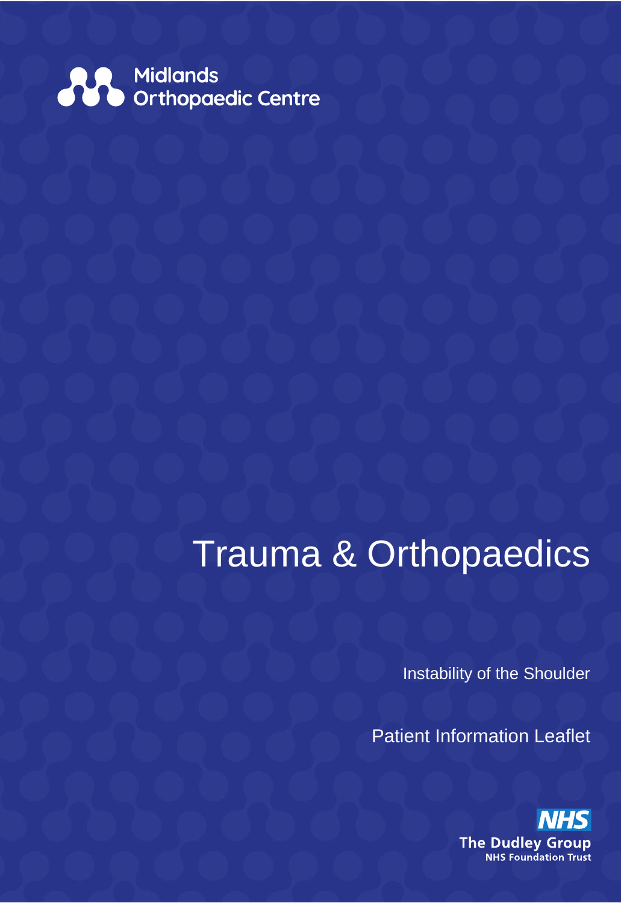Midlands Orthopaedic Centre

# Trauma & Orthopaedics

Instability of the Shoulder

Patient Information Leaflet

NHS

The Dudley Group

NHS Foundation Trust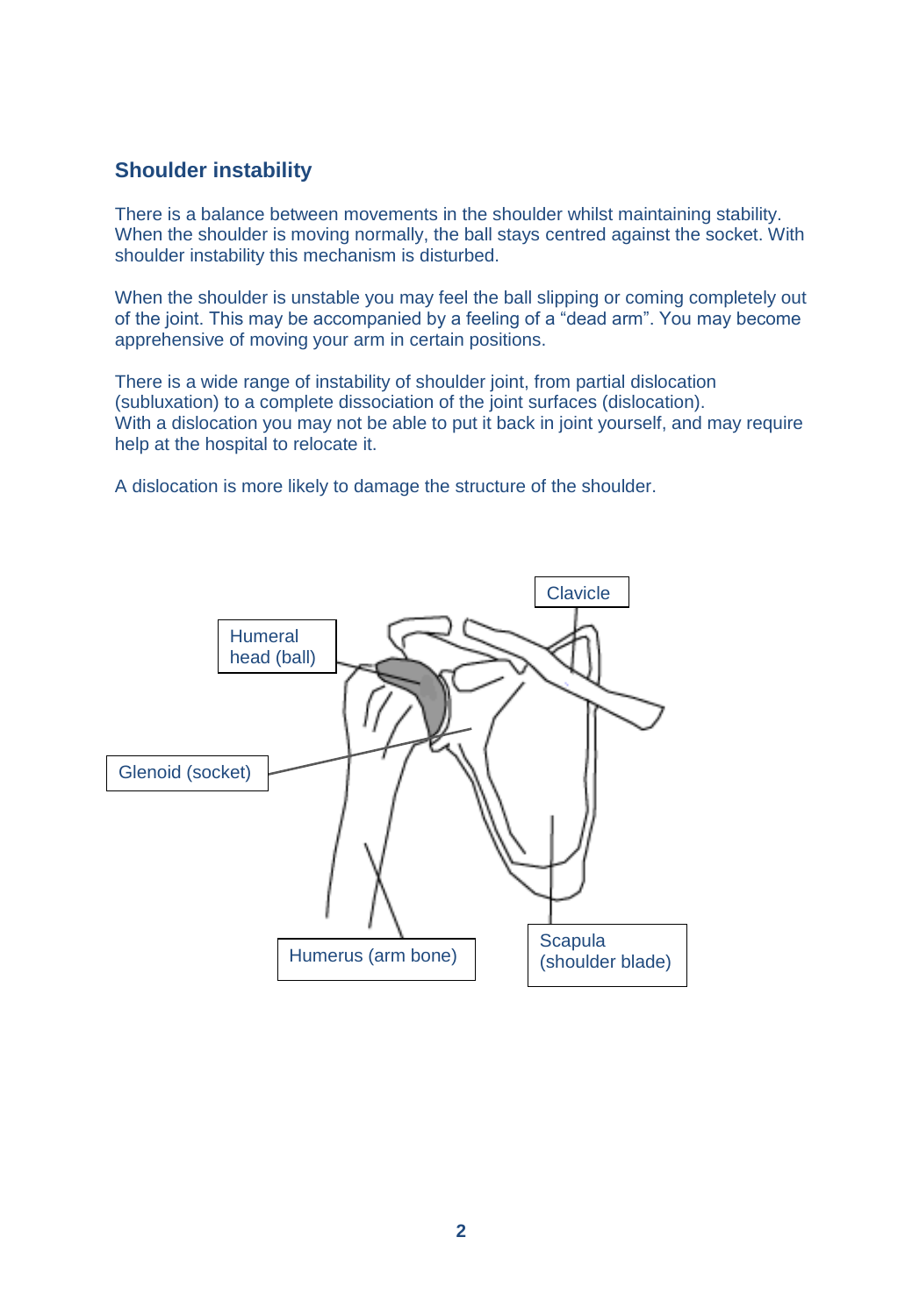## Shoulder instability

There is a balance between movements in the shoulder whilst maintaining stability. When the shoulder is moving normally, the ball stays centred against the socket. With shoulder instability this mechanism is disturbed.

When the shoulder is unstable you may feel the ball slipping or coming completely out of the joint. This may be accompanied by a feeling of a "dead arm". You may become apprehensive of moving your arm in certain positions.

There is a wide range of instability of shoulder joint, from partial dislocation (subluxation) to a complete dissociation of the joint surfaces (dislocation). With a dislocation you may not be able to put it back in joint yourself, and may require help at the hospital to relocate it.

A dislocation is more likely to damage the structure of the shoulder.

Clavicle

Humeral head (ball)

Glenoid (socket)

Humerus (arm bone)

Scapula (shoulder blade)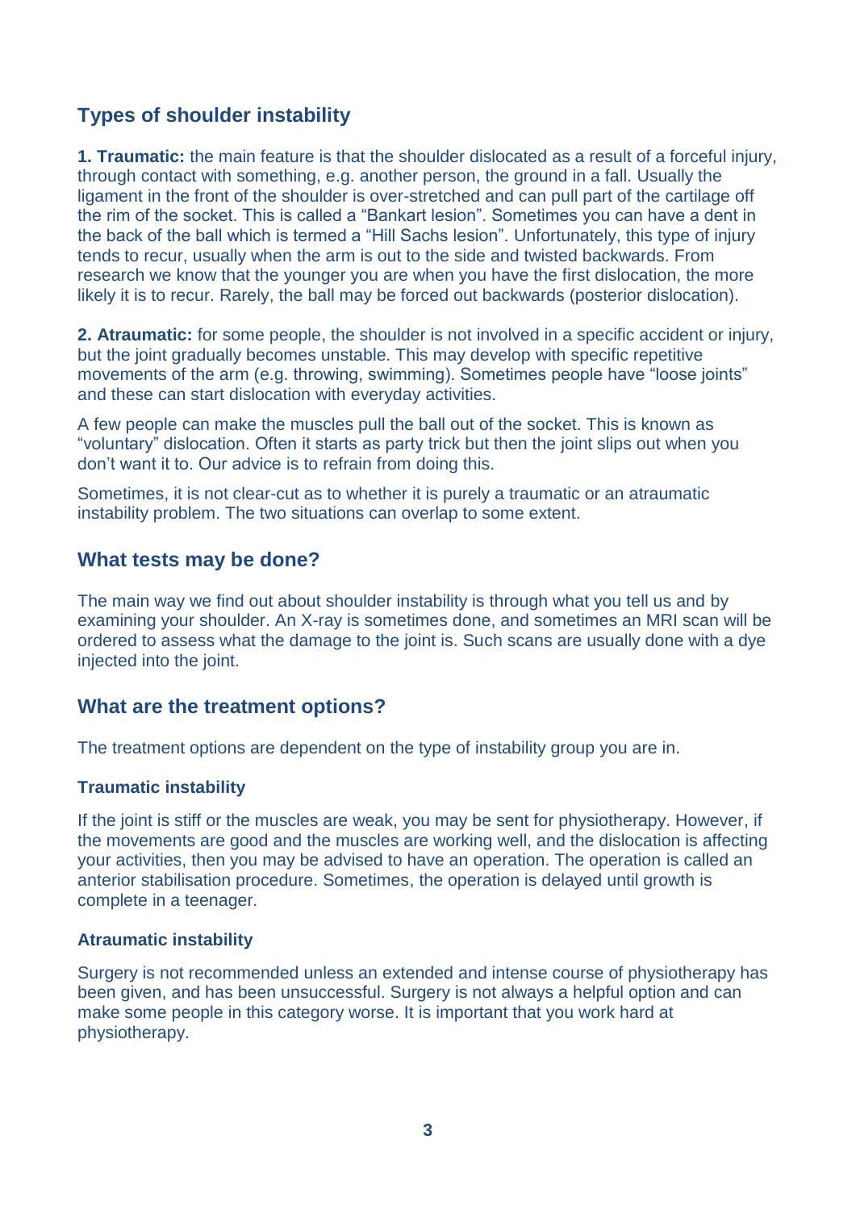## Types of shoulder instability

**1. Traumatic:** the main feature is that the shoulder dislocated as a result of a forceful injury, through contact with something, e.g. another person, the ground in a fall. Usually the ligament in the front of the shoulder is over-stretched and can pull part of the cartilage off the rim of the socket. This is called a "Bankart lesion". Sometimes you can have a dent in the back of the ball which is termed a "Hill Sachs lesion". Unfortunately, this type of injury tends to recur, usually when the arm is out to the side and twisted backwards. From research we know that the younger you are when you have the first dislocation, the more likely it is to recur. Rarely, the ball may be forced out backwards (posterior dislocation).

**2. Atraumatic:** for some people, the shoulder is not involved in a specific accident or injury, but the joint gradually becomes unstable. This may develop with specific repetitive movements of the arm (e.g. throwing, swimming). Sometimes people have "loose joints" and these can start dislocation with everyday activities.

A few people can make the muscles pull the ball out of the socket. This is known as "voluntary" dislocation. Often it starts as party trick but then the joint slips out when you don't want it to. Our advice is to refrain from doing this.

Sometimes, it is not clear-cut as to whether it is purely a traumatic or an atraumatic instability problem. The two situations can overlap to some extent.

## What tests may be done?

The main way we find out about shoulder instability is through what you tell us and by examining your shoulder. An X-ray is sometimes done, and sometimes an MRI scan will be ordered to assess what the damage to the joint is. Such scans are usually done with a dye injected into the joint.

## What are the treatment options?

The treatment options are dependent on the type of instability group you are in.

### Traumatic instability

If the joint is stiff or the muscles are weak, you may be sent for physiotherapy. However, if the movements are good and the muscles are working well, and the dislocation is affecting your activities, then you may be advised to have an operation. The operation is called an anterior stabilisation procedure. Sometimes, the operation is delayed until growth is complete in a teenager.

### Atraumatic instability

Surgery is not recommended unless an extended and intense course of physiotherapy has been given, and has been unsuccessful. Surgery is not always a helpful option and can make some people in this category worse. It is important that you work hard at physiotherapy.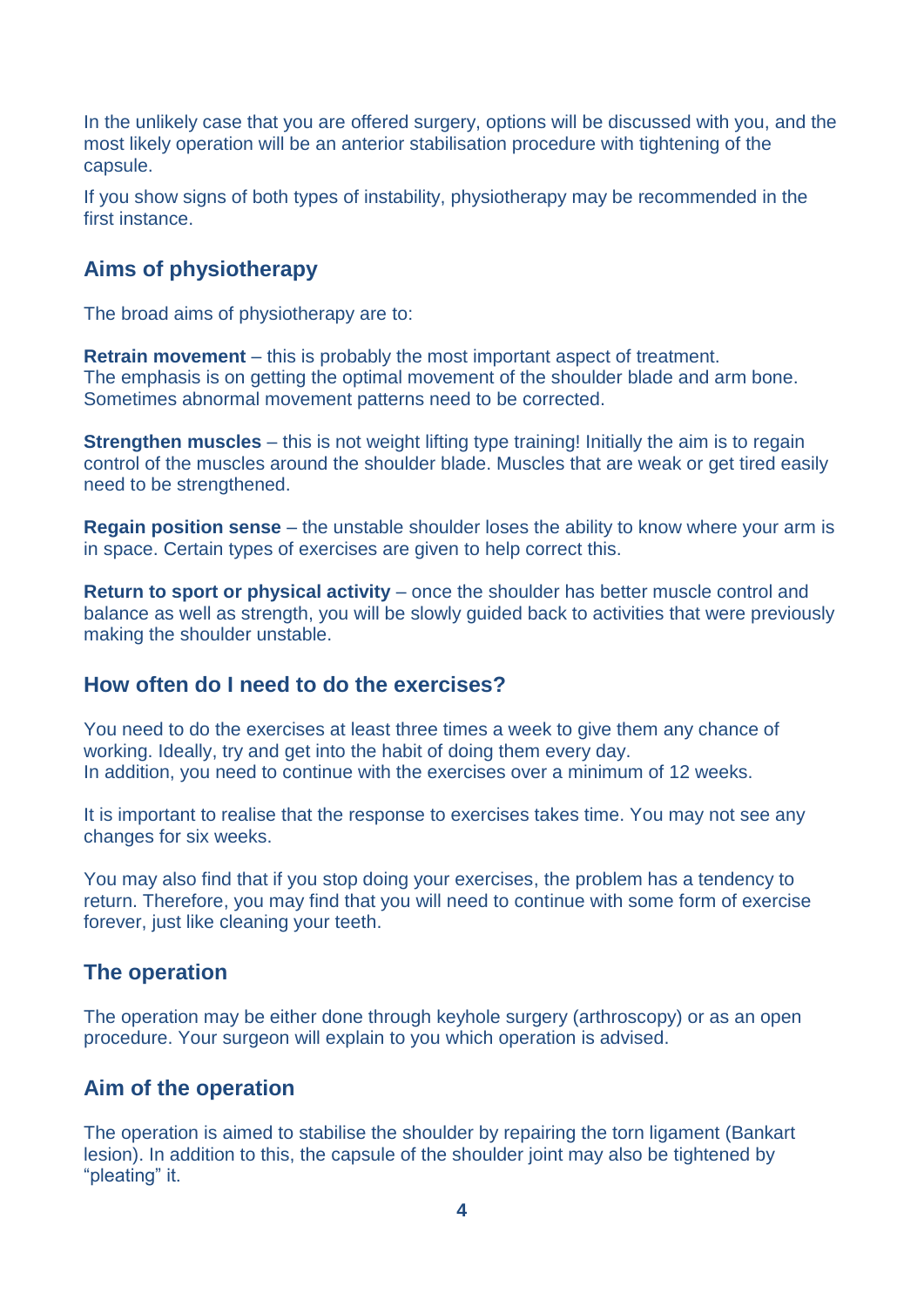In the unlikely case that you are offered surgery, options will be discussed with you, and the most likely operation will be an anterior stabilisation procedure with tightening of the capsule.

If you show signs of both types of instability, physiotherapy may be recommended in the first instance.

## Aims of physiotherapy

The broad aims of physiotherapy are to:

**Retrain movement** – this is probably the most important aspect of treatment. The emphasis is on getting the optimal movement of the shoulder blade and arm bone. Sometimes abnormal movement patterns need to be corrected.

**Strengthen muscles** – this is not weight lifting type training! Initially the aim is to regain control of the muscles around the shoulder blade. Muscles that are weak or get tired easily need to be strengthened.

**Regain position sense** – the unstable shoulder loses the ability to know where your arm is in space. Certain types of exercises are given to help correct this.

**Return to sport or physical activity** – once the shoulder has better muscle control and balance as well as strength, you will be slowly guided back to activities that were previously making the shoulder unstable.

## How often do I need to do the exercises?

You need to do the exercises at least three times a week to give them any chance of working. Ideally, try and get into the habit of doing them every day.
In addition, you need to continue with the exercises over a minimum of 12 weeks.

It is important to realise that the response to exercises takes time. You may not see any changes for six weeks.

You may also find that if you stop doing your exercises, the problem has a tendency to return. Therefore, you may find that you will need to continue with some form of exercise forever, just like cleaning your teeth.

## The operation

The operation may be either done through keyhole surgery (arthroscopy) or as an open procedure. Your surgeon will explain to you which operation is advised.

## Aim of the operation

The operation is aimed to stabilise the shoulder by repairing the torn ligament (Bankart lesion). In addition to this, the capsule of the shoulder joint may also be tightened by "pleating" it.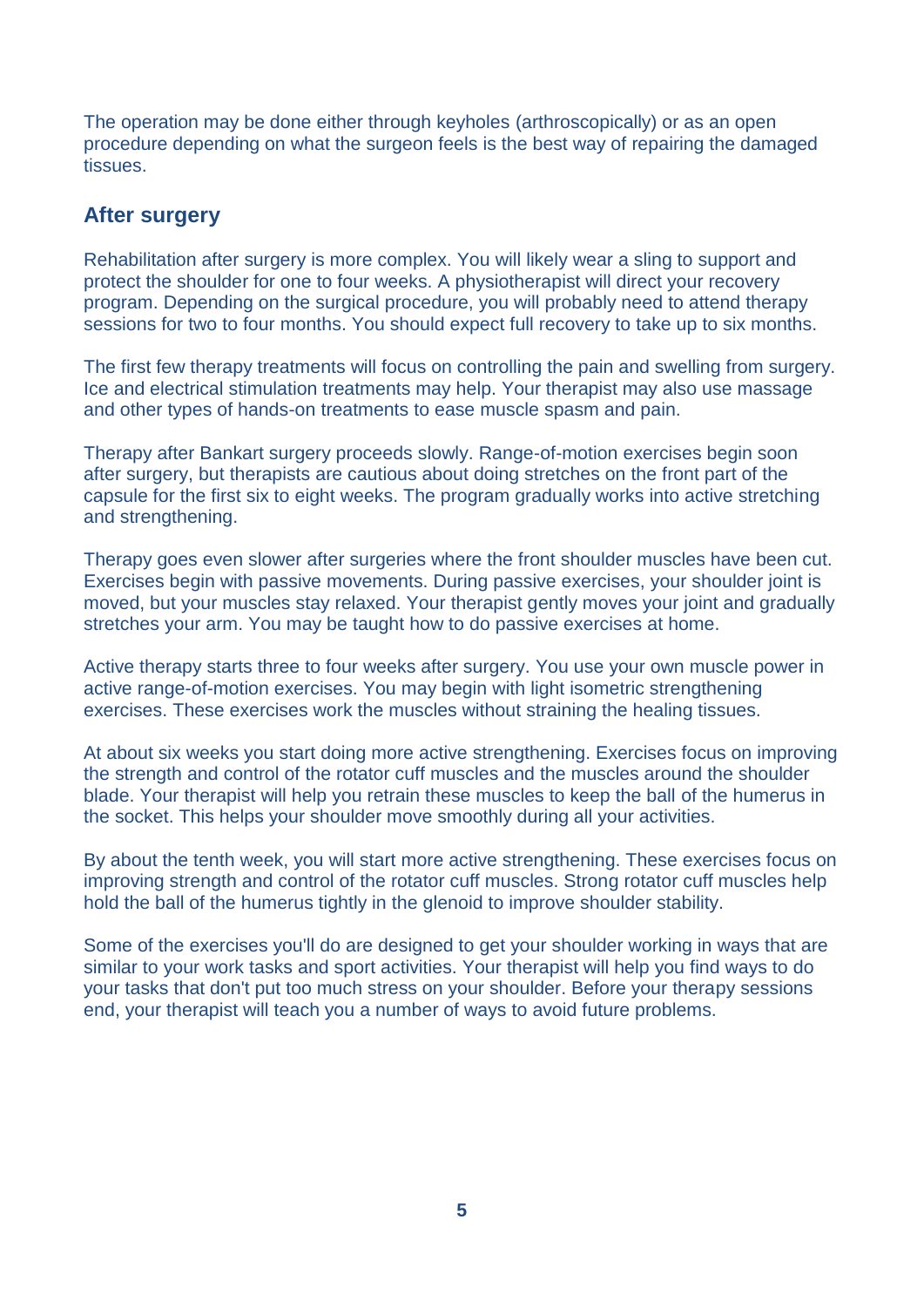The operation may be done either through keyholes (arthroscopically) or as an open procedure depending on what the surgeon feels is the best way of repairing the damaged tissues.

## After surgery

Rehabilitation after surgery is more complex. You will likely wear a sling to support and protect the shoulder for one to four weeks. A physiotherapist will direct your recovery program. Depending on the surgical procedure, you will probably need to attend therapy sessions for two to four months. You should expect full recovery to take up to six months.

The first few therapy treatments will focus on controlling the pain and swelling from surgery. Ice and electrical stimulation treatments may help. Your therapist may also use massage and other types of hands-on treatments to ease muscle spasm and pain.

Therapy after Bankart surgery proceeds slowly. Range-of-motion exercises begin soon after surgery, but therapists are cautious about doing stretches on the front part of the capsule for the first six to eight weeks. The program gradually works into active stretching and strengthening.

Therapy goes even slower after surgeries where the front shoulder muscles have been cut. Exercises begin with passive movements. During passive exercises, your shoulder joint is moved, but your muscles stay relaxed. Your therapist gently moves your joint and gradually stretches your arm. You may be taught how to do passive exercises at home.

Active therapy starts three to four weeks after surgery. You use your own muscle power in active range-of-motion exercises. You may begin with light isometric strengthening exercises. These exercises work the muscles without straining the healing tissues.

At about six weeks you start doing more active strengthening. Exercises focus on improving the strength and control of the rotator cuff muscles and the muscles around the shoulder blade. Your therapist will help you retrain these muscles to keep the ball of the humerus in the socket. This helps your shoulder move smoothly during all your activities.

By about the tenth week, you will start more active strengthening. These exercises focus on improving strength and control of the rotator cuff muscles. Strong rotator cuff muscles help hold the ball of the humerus tightly in the glenoid to improve shoulder stability.

Some of the exercises you'll do are designed to get your shoulder working in ways that are similar to your work tasks and sport activities. Your therapist will help you find ways to do your tasks that don't put too much stress on your shoulder. Before your therapy sessions end, your therapist will teach you a number of ways to avoid future problems.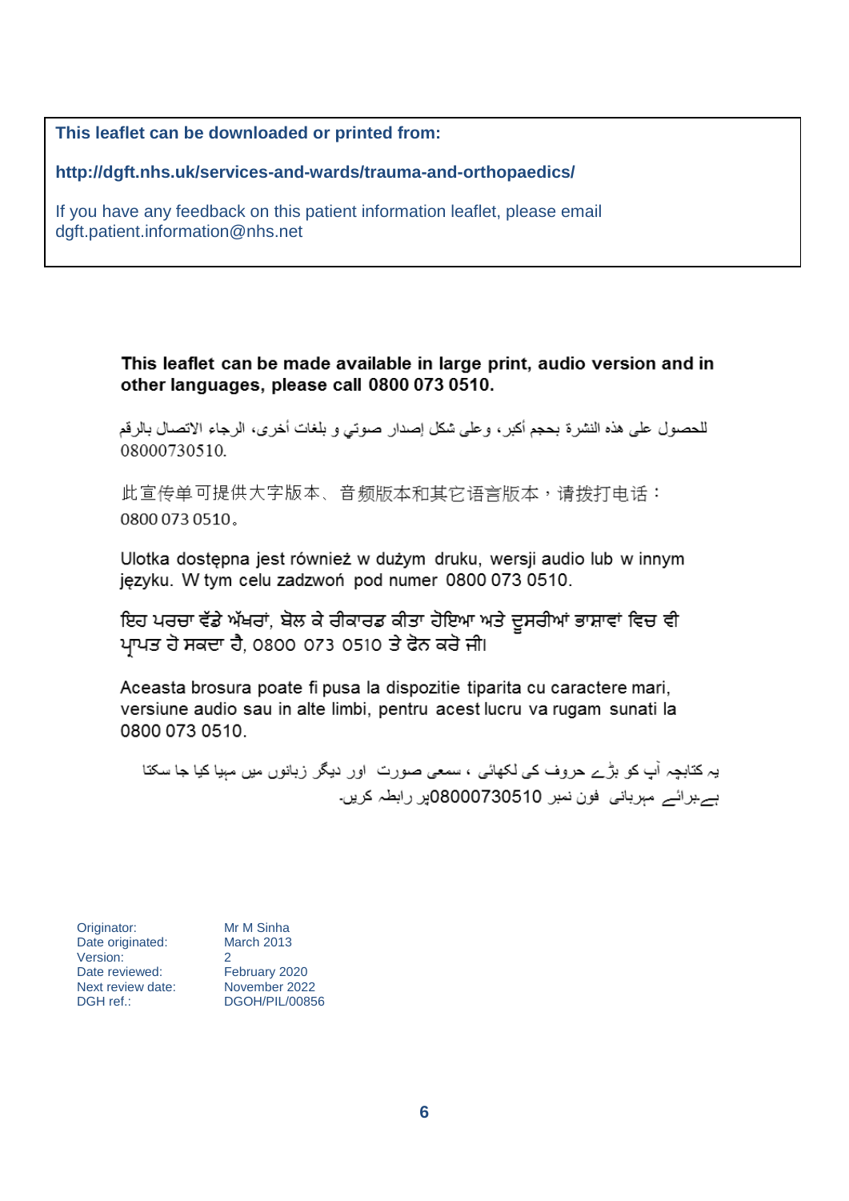**This leaflet can be downloaded or printed from:**

**http://dgft.nhs.uk/services-and-wards/trauma-and-orthopaedics/**

If you have any feedback on this patient information leaflet, please email dgft.patient.information@nhs.net

**This leaflet can be made available in large print, audio version and in other languages, please call 0800 073 0510.**

للحصول على هذه النشرة بحجم أكبر، وعلى شكل إصدار صوتي و بلغات أخرى، الرجاء الاتصال بالرقم 08000730510.

此宣传单可提供大字版本、音频版本和其它语言版本，请拨打电话：0800 073 0510。

Ulotka dostępna jest również w dużym druku, wersji audio lub w innym języku. W tym celu zadzwoń pod numer 0800 073 0510.

ਇਹ ਪਰਚਾ ਵੱਡੇ ਅੱਖਰਾਂ, ਬੋਲ ਕੇ ਰੀਕਾਰਡ ਕੀਤਾ ਹੋਇਆ ਅਤੇ ਦੂਸਰੀਆਂ ਭਾਸ਼ਾਵਾਂ ਵਿਚ ਵੀ ਪ੍ਰਾਪਤ ਹੋ ਸਕਦਾ ਹੈ, 0800 073 0510 ਤੇ ਫੋਨ ਕਰੋ ਜੀ।

Aceasta brosura poate fi pusa la dispozitie tiparita cu caractere mari, versiune audio sau in alte limbi, pentru acest lucru va rugam sunati la 0800 073 0510.

یہ کتابچہ آپ کو بڑے حروف کی لکھائی ، سمعی صورت اور دیگر زبانوں میں مہیا کیا جا سکتا ہےبرائے مہربانی فون نمبر 08000730510پر رابطہ کریں۔

| | |
|---|---|
| Originator: | Mr M Sinha |
| Date originated: | March 2013 |
| Version: | 2 |
| Date reviewed: | February 2020 |
| Next review date: | November 2022 |
| DGH ref.: | DGOH/PIL/00856 |